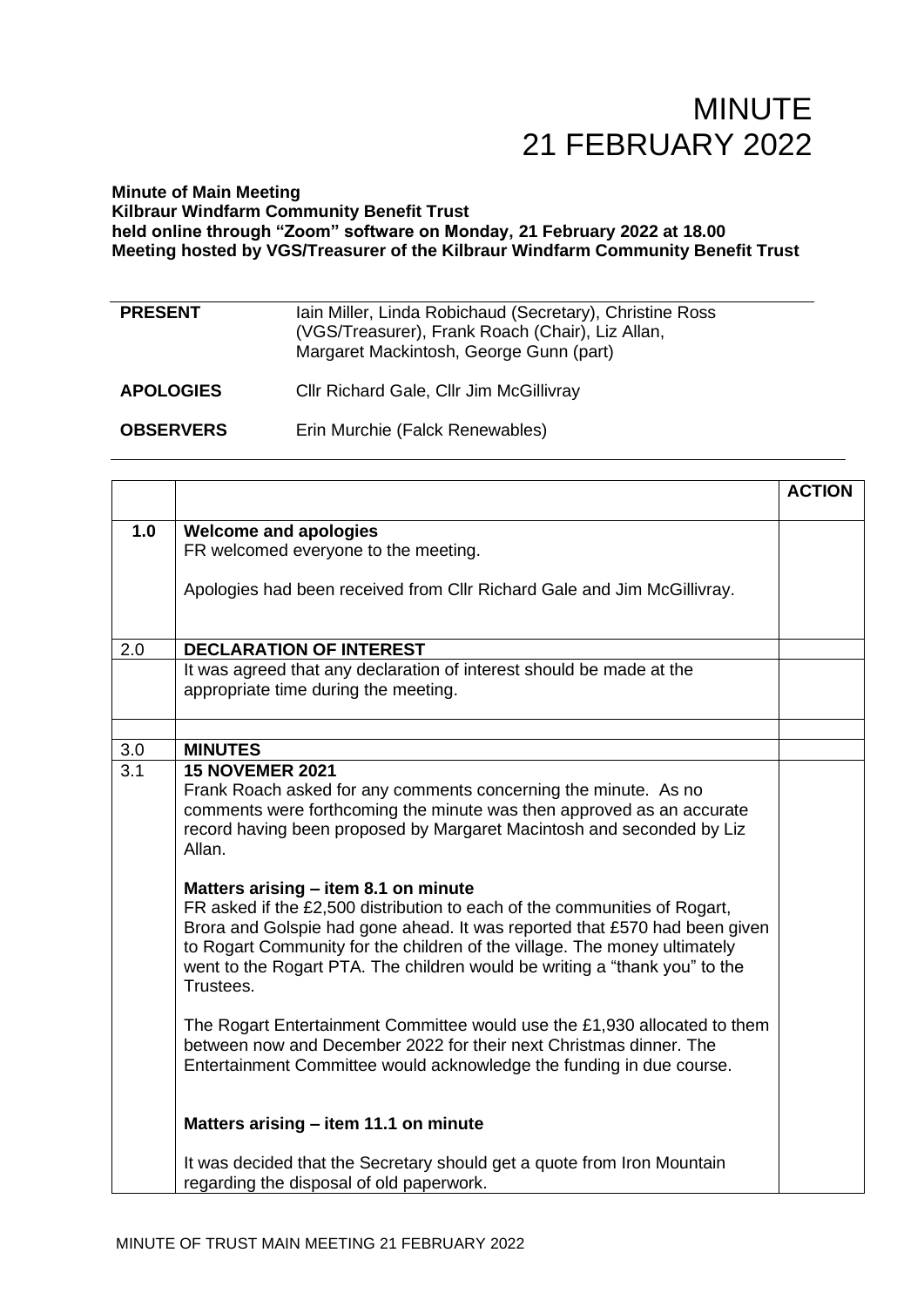# MINUTE
# 21 FEBRUARY 2022

**Minute of Main Meeting**
**Kilbraur Windfarm Community Benefit Trust**
**held online through "Zoom" software on Monday, 21 February 2022 at 18.00**
**Meeting hosted by VGS/Treasurer of the Kilbraur Windfarm Community Benefit Trust**

| | |
|---|---|
| **PRESENT** | Iain Miller, Linda Robichaud (Secretary), Christine Ross (VGS/Treasurer), Frank Roach (Chair), Liz Allan, Margaret Mackintosh, George Gunn (part) |
| **APOLOGIES** | Cllr Richard Gale, Cllr Jim McGillivray |
| **OBSERVERS** | Erin Murchie (Falck Renewables) |

| | | **ACTION** |
|---|---|---|
| **1.0** | **Welcome and apologies**<br>FR welcomed everyone to the meeting.<br><br>Apologies had been received from Cllr Richard Gale and Jim McGillivray. | |
| 2.0 | **DECLARATION OF INTEREST** | |
| | It was agreed that any declaration of interest should be made at the appropriate time during the meeting. | |
| | | |
| 3.0 | **MINUTES** | |
| 3.1 | **15 NOVEMER 2021**<br>Frank Roach asked for any comments concerning the minute. As no comments were forthcoming the minute was then approved as an accurate record having been proposed by Margaret Macintosh and seconded by Liz Allan.<br><br>**Matters arising – item 8.1 on minute**<br>FR asked if the £2,500 distribution to each of the communities of Rogart, Brora and Golspie had gone ahead. It was reported that £570 had been given to Rogart Community for the children of the village. The money ultimately went to the Rogart PTA. The children would be writing a "thank you" to the Trustees.<br><br>The Rogart Entertainment Committee would use the £1,930 allocated to them between now and December 2022 for their next Christmas dinner. The Entertainment Committee would acknowledge the funding in due course.<br><br>**Matters arising – item 11.1 on minute**<br><br>It was decided that the Secretary should get a quote from Iron Mountain regarding the disposal of old paperwork. | |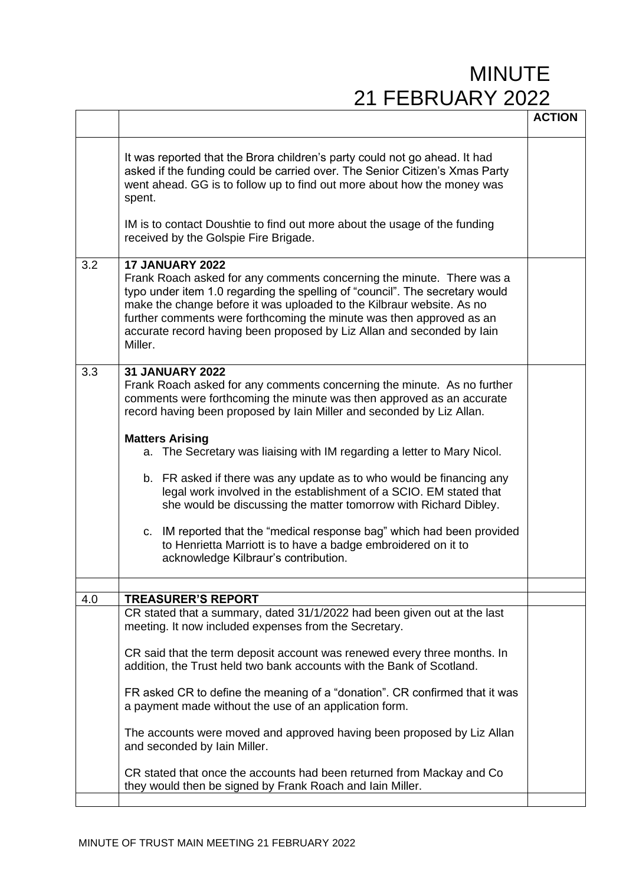# MINUTE
# 21 FEBRUARY 2022

| | | ACTION |
|---|---|---|
| | It was reported that the Brora children's party could not go ahead. It had asked if the funding could be carried over. The Senior Citizen's Xmas Party went ahead. GG is to follow up to find out more about how the money was spent.<br><br>IM is to contact Doushtie to find out more about the usage of the funding received by the Golspie Fire Brigade. | |
| 3.2 | **17 JANUARY 2022**<br>Frank Roach asked for any comments concerning the minute. There was a typo under item 1.0 regarding the spelling of "council". The secretary would make the change before it was uploaded to the Kilbraur website. As no further comments were forthcoming the minute was then approved as an accurate record having been proposed by Liz Allan and seconded by Iain Miller. | |
| 3.3 | **31 JANUARY 2022**<br>Frank Roach asked for any comments concerning the minute. As no further comments were forthcoming the minute was then approved as an accurate record having been proposed by Iain Miller and seconded by Liz Allan.<br><br>**Matters Arising**<br>a. The Secretary was liaising with IM regarding a letter to Mary Nicol.<br><br>b. FR asked if there was any update as to who would be financing any legal work involved in the establishment of a SCIO. EM stated that she would be discussing the matter tomorrow with Richard Dibley.<br><br>c. IM reported that the "medical response bag" which had been provided to Henrietta Marriott is to have a badge embroidered on it to acknowledge Kilbraur's contribution. | |
| | | |
| 4.0 | **TREASURER'S REPORT** | |
| | CR stated that a summary, dated 31/1/2022 had been given out at the last meeting. It now included expenses from the Secretary.<br><br>CR said that the term deposit account was renewed every three months. In addition, the Trust held two bank accounts with the Bank of Scotland.<br><br>FR asked CR to define the meaning of a "donation". CR confirmed that it was a payment made without the use of an application form.<br><br>The accounts were moved and approved having been proposed by Liz Allan and seconded by Iain Miller.<br><br>CR stated that once the accounts had been returned from Mackay and Co they would then be signed by Frank Roach and Iain Miller. | |
| | | |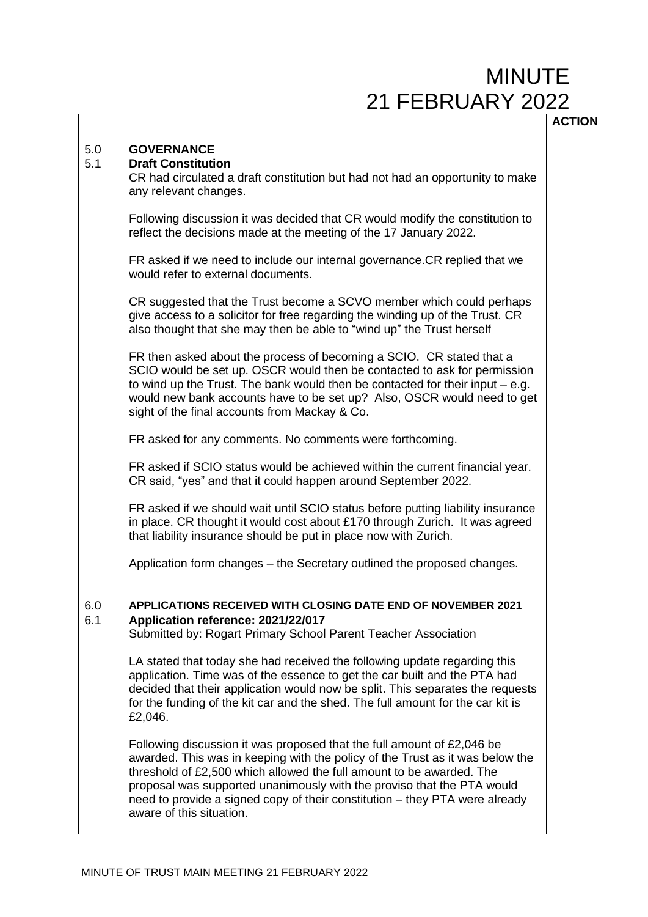# MINUTE
# 21 FEBRUARY 2022

| | | ACTION |
|---|---|---|
| 5.0 | **GOVERNANCE** | |
| 5.1 | **Draft Constitution**<br>CR had circulated a draft constitution but had not had an opportunity to make any relevant changes.<br><br>Following discussion it was decided that CR would modify the constitution to reflect the decisions made at the meeting of the 17 January 2022.<br><br>FR asked if we need to include our internal governance.CR replied that we would refer to external documents.<br><br>CR suggested that the Trust become a SCVO member which could perhaps give access to a solicitor for free regarding the winding up of the Trust. CR also thought that she may then be able to "wind up" the Trust herself<br><br>FR then asked about the process of becoming a SCIO. CR stated that a SCIO would be set up. OSCR would then be contacted to ask for permission to wind up the Trust. The bank would then be contacted for their input – e.g. would new bank accounts have to be set up? Also, OSCR would need to get sight of the final accounts from Mackay & Co.<br><br>FR asked for any comments. No comments were forthcoming.<br><br>FR asked if SCIO status would be achieved within the current financial year. CR said, "yes" and that it could happen around September 2022.<br><br>FR asked if we should wait until SCIO status before putting liability insurance in place. CR thought it would cost about £170 through Zurich. It was agreed that liability insurance should be put in place now with Zurich.<br><br>Application form changes – the Secretary outlined the proposed changes. | |
| | | |
| 6.0 | **APPLICATIONS RECEIVED WITH CLOSING DATE END OF NOVEMBER 2021** | |
| 6.1 | **Application reference: 2021/22/017**<br>Submitted by: Rogart Primary School Parent Teacher Association<br><br>LA stated that today she had received the following update regarding this application. Time was of the essence to get the car built and the PTA had decided that their application would now be split. This separates the requests for the funding of the kit car and the shed. The full amount for the car kit is £2,046.<br><br>Following discussion it was proposed that the full amount of £2,046 be awarded. This was in keeping with the policy of the Trust as it was below the threshold of £2,500 which allowed the full amount to be awarded. The proposal was supported unanimously with the proviso that the PTA would need to provide a signed copy of their constitution – they PTA were already aware of this situation. | |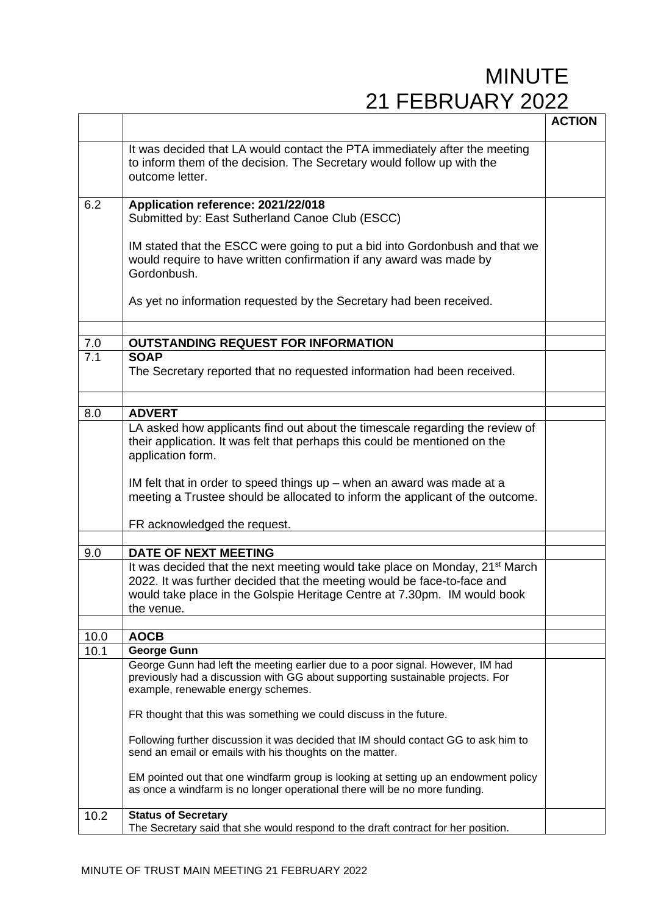# MINUTE
# 21 FEBRUARY 2022

| | | ACTION |
|---|---|---|
| | It was decided that LA would contact the PTA immediately after the meeting to inform them of the decision. The Secretary would follow up with the outcome letter. | |
| 6.2 | **Application reference: 2021/22/018**<br>Submitted by: East Sutherland Canoe Club (ESCC)<br><br>IM stated that the ESCC were going to put a bid into Gordonbush and that we would require to have written confirmation if any award was made by Gordonbush.<br><br>As yet no information requested by the Secretary had been received. | |
| | | |
| 7.0 | **OUTSTANDING REQUEST FOR INFORMATION** | |
| 7.1 | **SOAP**<br>The Secretary reported that no requested information had been received. | |
| | | |
| 8.0 | **ADVERT** | |
| | LA asked how applicants find out about the timescale regarding the review of their application. It was felt that perhaps this could be mentioned on the application form.<br><br>IM felt that in order to speed things up – when an award was made at a meeting a Trustee should be allocated to inform the applicant of the outcome.<br><br>FR acknowledged the request. | |
| | | |
| 9.0 | **DATE OF NEXT MEETING** | |
| | It was decided that the next meeting would take place on Monday, 21st March 2022. It was further decided that the meeting would be face-to-face and would take place in the Golspie Heritage Centre at 7.30pm. IM would book the venue. | |
| | | |
| 10.0 | **AOCB** | |
| 10.1 | **George Gunn** | |
| | George Gunn had left the meeting earlier due to a poor signal. However, IM had previously had a discussion with GG about supporting sustainable projects. For example, renewable energy schemes.<br><br>FR thought that this was something we could discuss in the future.<br><br>Following further discussion it was decided that IM should contact GG to ask him to send an email or emails with his thoughts on the matter.<br><br>EM pointed out that one windfarm group is looking at setting up an endowment policy as once a windfarm is no longer operational there will be no more funding. | |
| 10.2 | **Status of Secretary**<br>The Secretary said that she would respond to the draft contract for her position. | |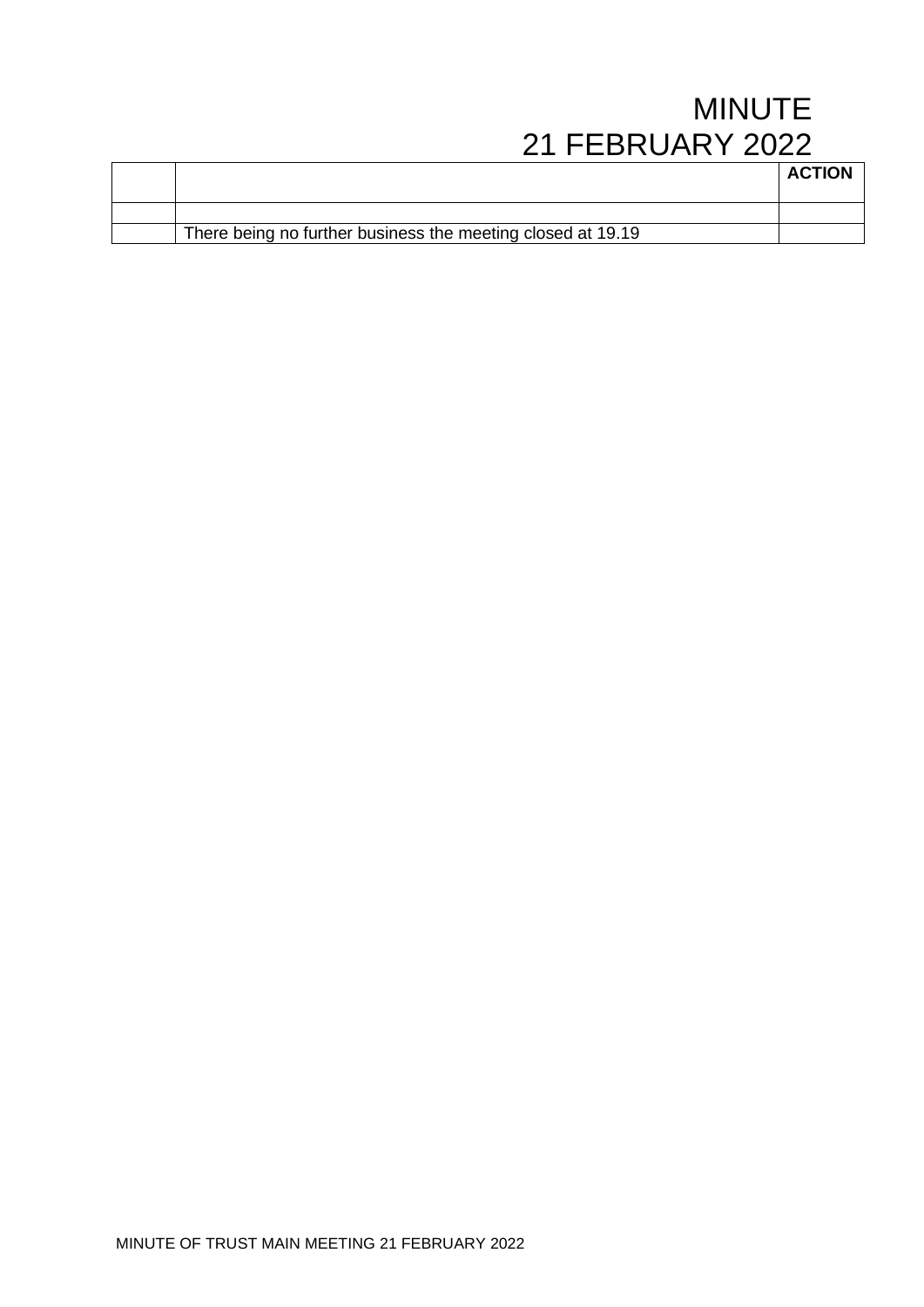| | | ACTION |
|---|---|---|
| | | |
| | There being no further business the meeting closed at 19.19 | |